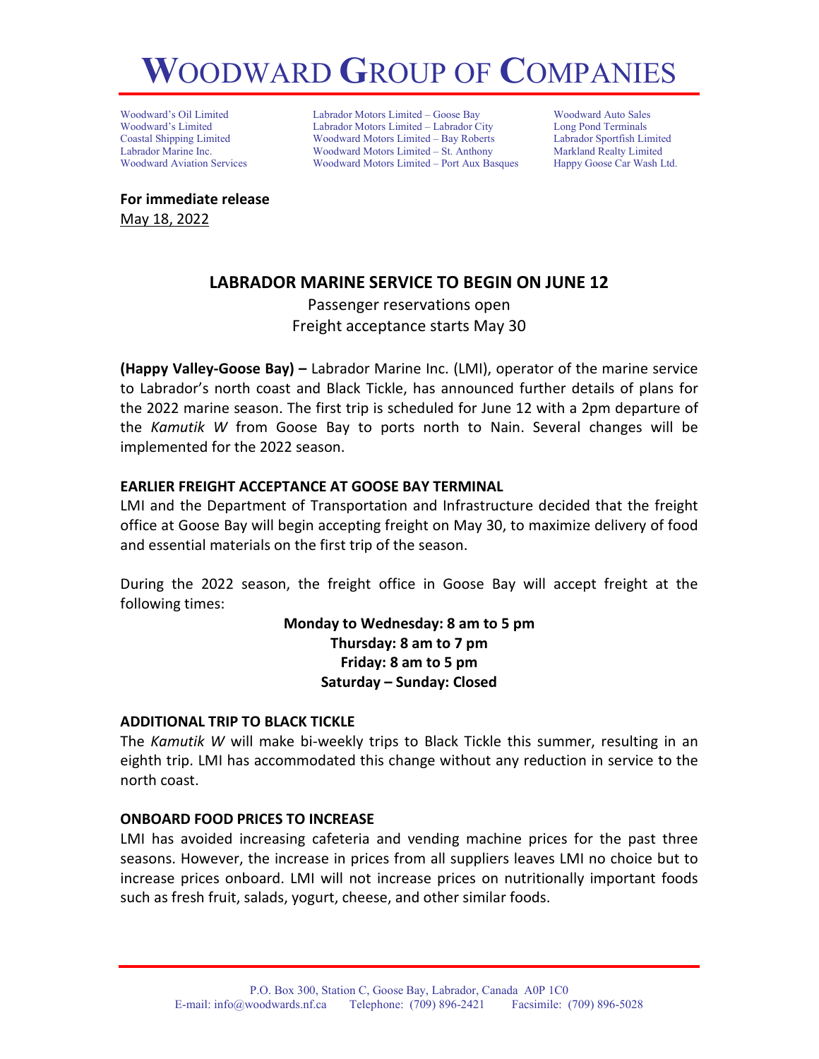# WOODWARD GROUP OF COMPANIES

Woodward's Oil Limited
Woodward's Limited
Coastal Shipping Limited
Labrador Marine Inc.
Woodward Aviation Services

Labrador Motors Limited – Goose Bay
Labrador Motors Limited – Labrador City
Woodward Motors Limited – Bay Roberts
Woodward Motors Limited – St. Anthony
Woodward Motors Limited – Port Aux Basques

Woodward Auto Sales
Long Pond Terminals
Labrador Sportfish Limited
Markland Realty Limited
Happy Goose Car Wash Ltd.

**For immediate release**
May 18, 2022

## LABRADOR MARINE SERVICE TO BEGIN ON JUNE 12

Passenger reservations open
Freight acceptance starts May 30

**(Happy Valley-Goose Bay) –** Labrador Marine Inc. (LMI), operator of the marine service to Labrador's north coast and Black Tickle, has announced further details of plans for the 2022 marine season. The first trip is scheduled for June 12 with a 2pm departure of the *Kamutik W* from Goose Bay to ports north to Nain. Several changes will be implemented for the 2022 season.

### EARLIER FREIGHT ACCEPTANCE AT GOOSE BAY TERMINAL

LMI and the Department of Transportation and Infrastructure decided that the freight office at Goose Bay will begin accepting freight on May 30, to maximize delivery of food and essential materials on the first trip of the season.

During the 2022 season, the freight office in Goose Bay will accept freight at the following times:

**Monday to Wednesday: 8 am to 5 pm**
**Thursday: 8 am to 7 pm**
**Friday: 8 am to 5 pm**
**Saturday – Sunday: Closed**

### ADDITIONAL TRIP TO BLACK TICKLE

The *Kamutik W* will make bi-weekly trips to Black Tickle this summer, resulting in an eighth trip. LMI has accommodated this change without any reduction in service to the north coast.

### ONBOARD FOOD PRICES TO INCREASE

LMI has avoided increasing cafeteria and vending machine prices for the past three seasons. However, the increase in prices from all suppliers leaves LMI no choice but to increase prices onboard. LMI will not increase prices on nutritionally important foods such as fresh fruit, salads, yogurt, cheese, and other similar foods.

P.O. Box 300, Station C, Goose Bay, Labrador, Canada A0P 1C0
E-mail: info@woodwards.nf.ca Telephone: (709) 896-2421 Facsimile: (709) 896-5028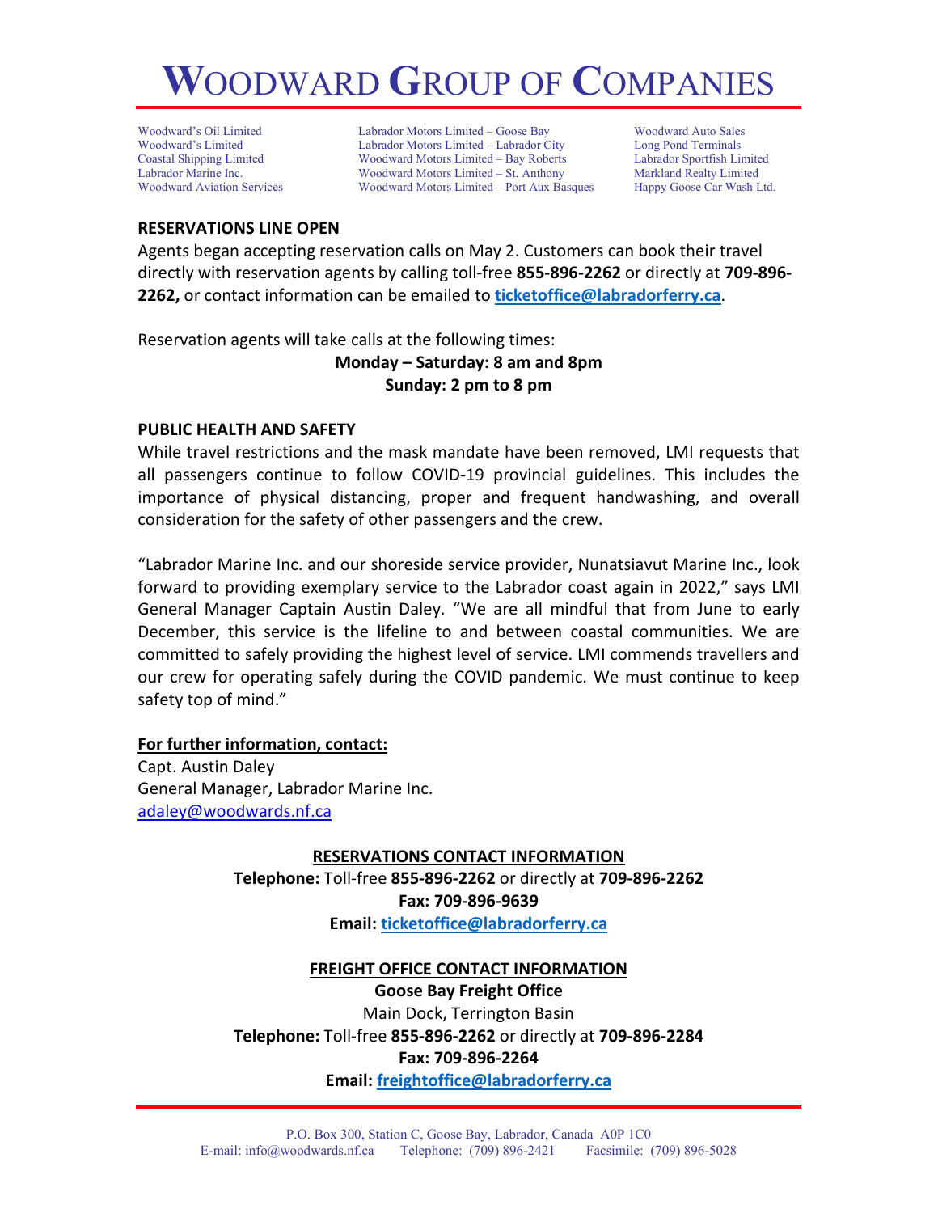# WOODWARD GROUP OF COMPANIES

Woodward's Oil Limited
Woodward's Limited
Coastal Shipping Limited
Labrador Marine Inc.
Woodward Aviation Services

Labrador Motors Limited – Goose Bay
Labrador Motors Limited – Labrador City
Woodward Motors Limited – Bay Roberts
Woodward Motors Limited – St. Anthony
Woodward Motors Limited – Port Aux Basques

Woodward Auto Sales
Long Pond Terminals
Labrador Sportfish Limited
Markland Realty Limited
Happy Goose Car Wash Ltd.

**RESERVATIONS LINE OPEN**

Agents began accepting reservation calls on May 2. Customers can book their travel directly with reservation agents by calling toll-free **855-896-2262** or directly at **709-896-2262,** or contact information can be emailed to **ticketoffice@labradorferry.ca**.

Reservation agents will take calls at the following times:

**Monday – Saturday: 8 am and 8pm**
**Sunday: 2 pm to 8 pm**

**PUBLIC HEALTH AND SAFETY**

While travel restrictions and the mask mandate have been removed, LMI requests that all passengers continue to follow COVID-19 provincial guidelines. This includes the importance of physical distancing, proper and frequent handwashing, and overall consideration for the safety of other passengers and the crew.

"Labrador Marine Inc. and our shoreside service provider, Nunatsiavut Marine Inc., look forward to providing exemplary service to the Labrador coast again in 2022," says LMI General Manager Captain Austin Daley. "We are all mindful that from June to early December, this service is the lifeline to and between coastal communities. We are committed to safely providing the highest level of service. LMI commends travellers and our crew for operating safely during the COVID pandemic. We must continue to keep safety top of mind."

**For further information, contact:**
Capt. Austin Daley
General Manager, Labrador Marine Inc.
adaley@woodwards.nf.ca

**RESERVATIONS CONTACT INFORMATION**
**Telephone:** Toll-free **855-896-2262** or directly at **709-896-2262**
**Fax: 709-896-9639**
**Email: ticketoffice@labradorferry.ca**

**FREIGHT OFFICE CONTACT INFORMATION**
**Goose Bay Freight Office**
Main Dock, Terrington Basin
**Telephone:** Toll-free **855-896-2262** or directly at **709-896-2284**
**Fax: 709-896-2264**
**Email: freightoffice@labradorferry.ca**

P.O. Box 300, Station C, Goose Bay, Labrador, Canada A0P 1C0
E-mail: info@woodwards.nf.ca Telephone: (709) 896-2421 Facsimile: (709) 896-5028